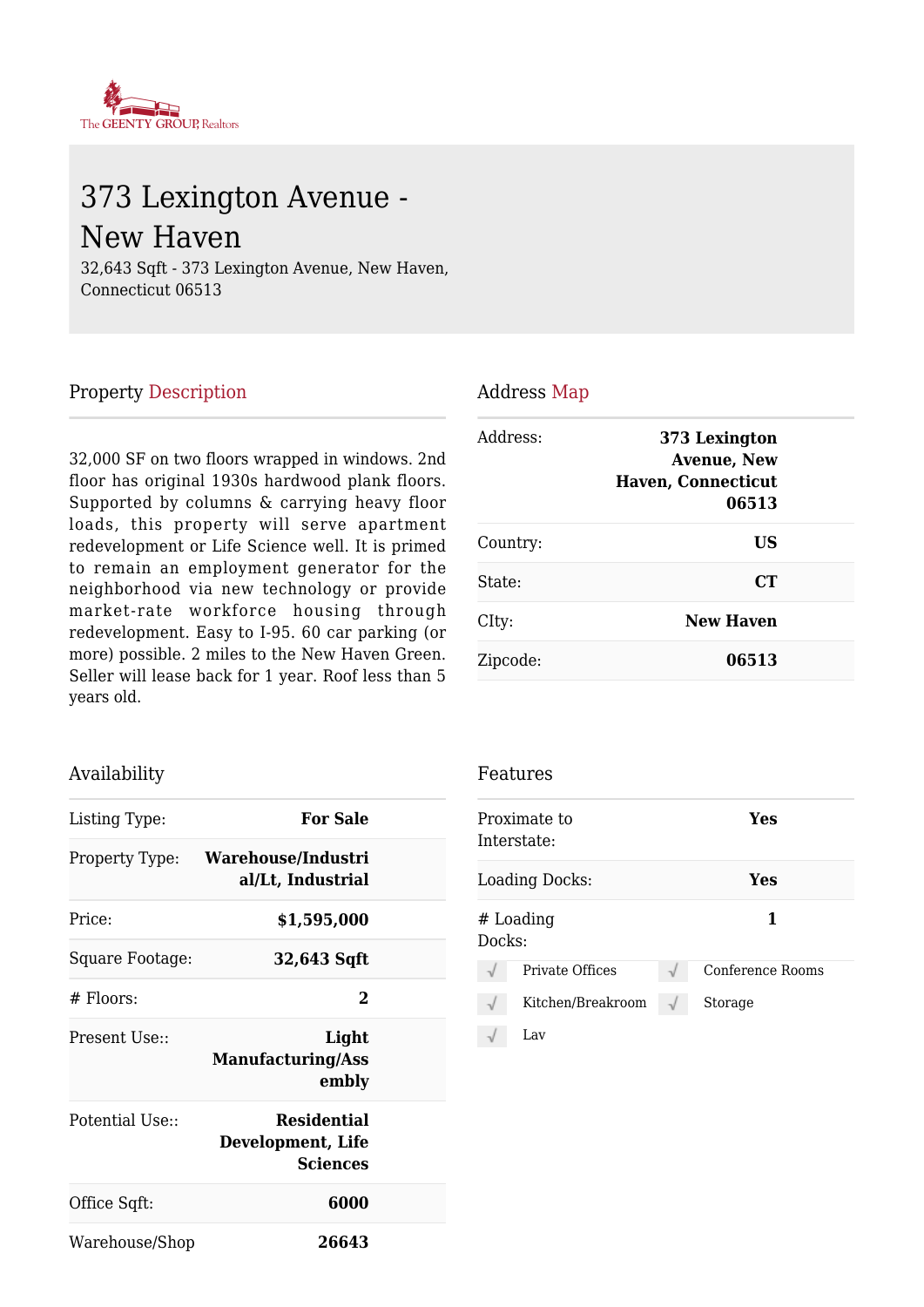The GEENTY GROUP, Realtors

# 373 Lexington Avenue - New Haven

32,643 Sqft - 373 Lexington Avenue, New Haven, Connecticut 06513

## Property Description

32,000 SF on two floors wrapped in windows. 2nd floor has original 1930s hardwood plank floors. Supported by columns & carrying heavy floor loads, this property will serve apartment redevelopment or Life Science well. It is primed to remain an employment generator for the neighborhood via new technology or provide market-rate workforce housing through redevelopment. Easy to I-95. 60 car parking (or more) possible. 2 miles to the New Haven Green. Seller will lease back for 1 year. Roof less than 5 years old.

## Address Map

| | |
|---|---|
| Address: | **373 Lexington Avenue, New Haven, Connecticut 06513** |
| Country: | **US** |
| State: | **CT** |
| CIty: | **New Haven** |
| Zipcode: | **06513** |

## Availability

| | |
|---|---|
| Listing Type: | **For Sale** |
| Property Type: | **Warehouse/Industrial/Lt, Industrial** |
| Price: | **$1,595,000** |
| Square Footage: | **32,643 Sqft** |
| # Floors: | **2** |
| Present Use:: | **Light Manufacturing/Assembly** |
| Potential Use:: | **Residential Development, Life Sciences** |
| Office Sqft: | **6000** |
| Warehouse/Shop | **26643** |

## Features

| | |
|---|---|
| Proximate to Interstate: | **Yes** |
| Loading Docks: | **Yes** |
| # Loading Docks: | **1** |

- √ Private Offices
- √ Conference Rooms
- √ Kitchen/Breakroom
- √ Storage
- √ Lav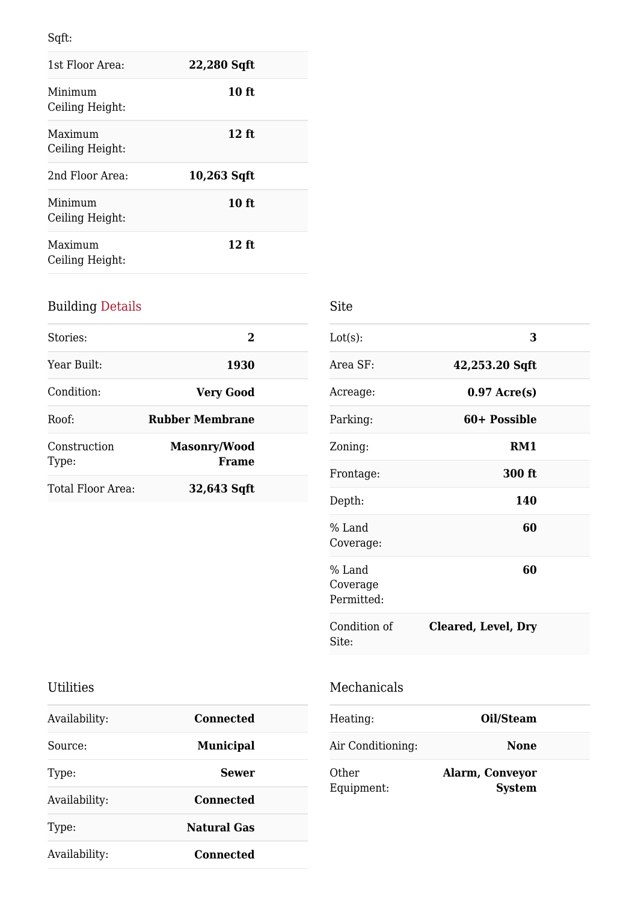Sqft:

| | |
|---|---|
| 1st Floor Area: | **22,280 Sqft** |
| Minimum Ceiling Height: | **10 ft** |
| Maximum Ceiling Height: | **12 ft** |
| 2nd Floor Area: | **10,263 Sqft** |
| Minimum Ceiling Height: | **10 ft** |
| Maximum Ceiling Height: | **12 ft** |

## Building Details

| | |
|---|---|
| Stories: | **2** |
| Year Built: | **1930** |
| Condition: | **Very Good** |
| Roof: | **Rubber Membrane** |
| Construction Type: | **Masonry/Wood Frame** |
| Total Floor Area: | **32,643 Sqft** |

## Site

| | |
|---|---|
| Lot(s): | **3** |
| Area SF: | **42,253.20 Sqft** |
| Acreage: | **0.97 Acre(s)** |
| Parking: | **60+ Possible** |
| Zoning: | **RM1** |
| Frontage: | **300 ft** |
| Depth: | **140** |
| % Land Coverage: | **60** |
| % Land Coverage Permitted: | **60** |
| Condition of Site: | **Cleared, Level, Dry** |

## Utilities

| | |
|---|---|
| Availability: | **Connected** |
| Source: | **Municipal** |
| Type: | **Sewer** |
| Availability: | **Connected** |
| Type: | **Natural Gas** |
| Availability: | **Connected** |

## Mechanicals

| | |
|---|---|
| Heating: | **Oil/Steam** |
| Air Conditioning: | **None** |
| Other Equipment: | **Alarm, Conveyor System** |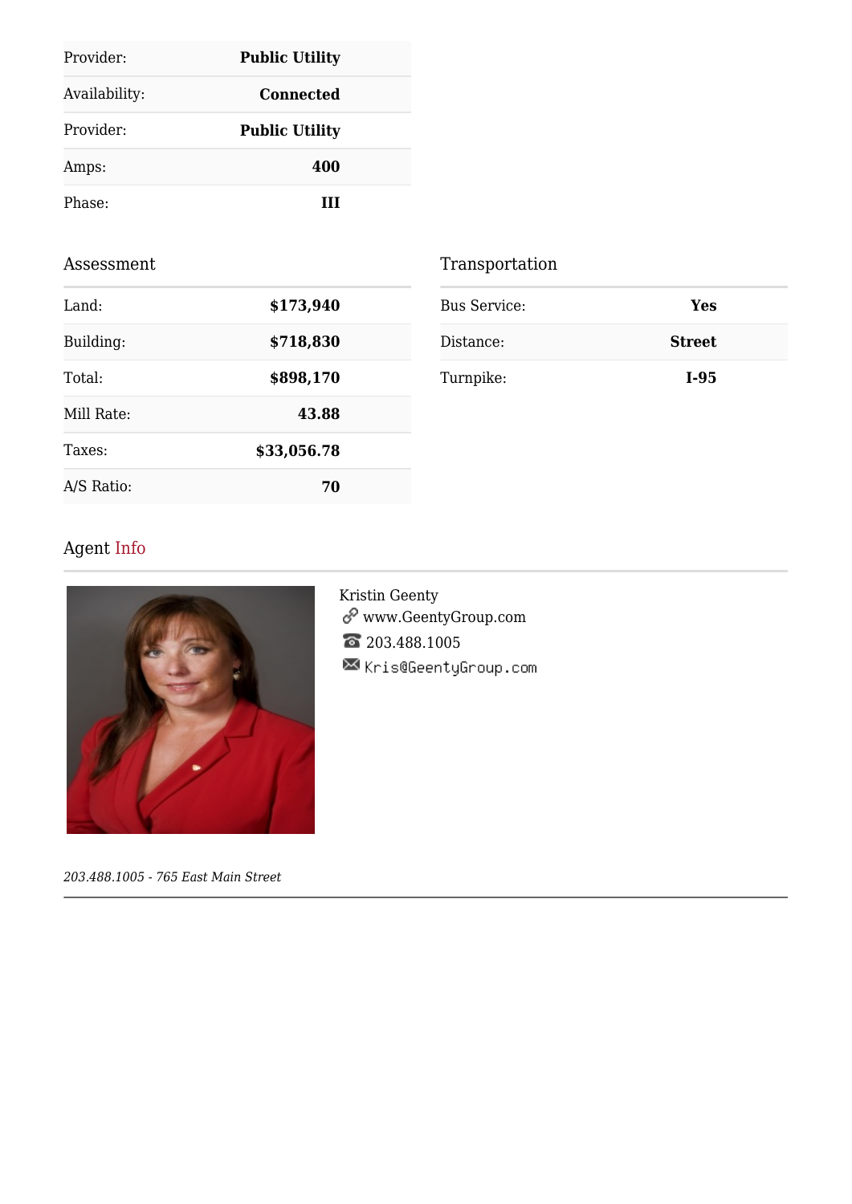| | |
|---|---|
| Provider: | **Public Utility** |
| Availability: | **Connected** |
| Provider: | **Public Utility** |
| Amps: | **400** |
| Phase: | **III** |

## Assessment

| | |
|---|---|
| Land: | **$173,940** |
| Building: | **$718,830** |
| Total: | **$898,170** |
| Mill Rate: | **43.88** |
| Taxes: | **$33,056.78** |
| A/S Ratio: | **70** |

## Transportation

| | |
|---|---|
| Bus Service: | **Yes** |
| Distance: | **Street** |
| Turnpike: | **I-95** |

## Agent Info

Kristin Geenty

www.GeentyGroup.com

203.488.1005

Kris@GeentyGroup.com

*203.488.1005 - 765 East Main Street*